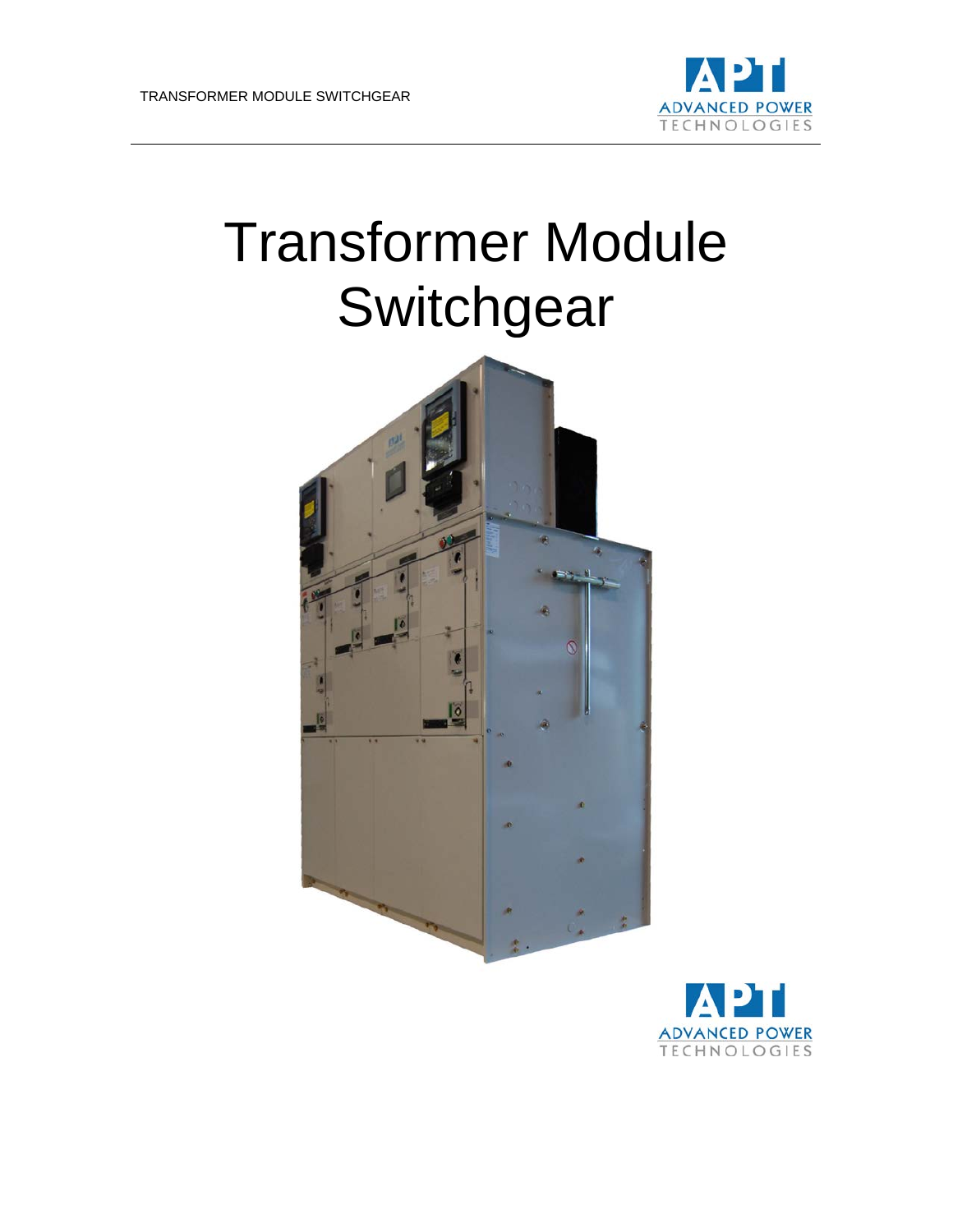# Transformer Module Switchgear

ADVANCED POWER TECHNOLOGIES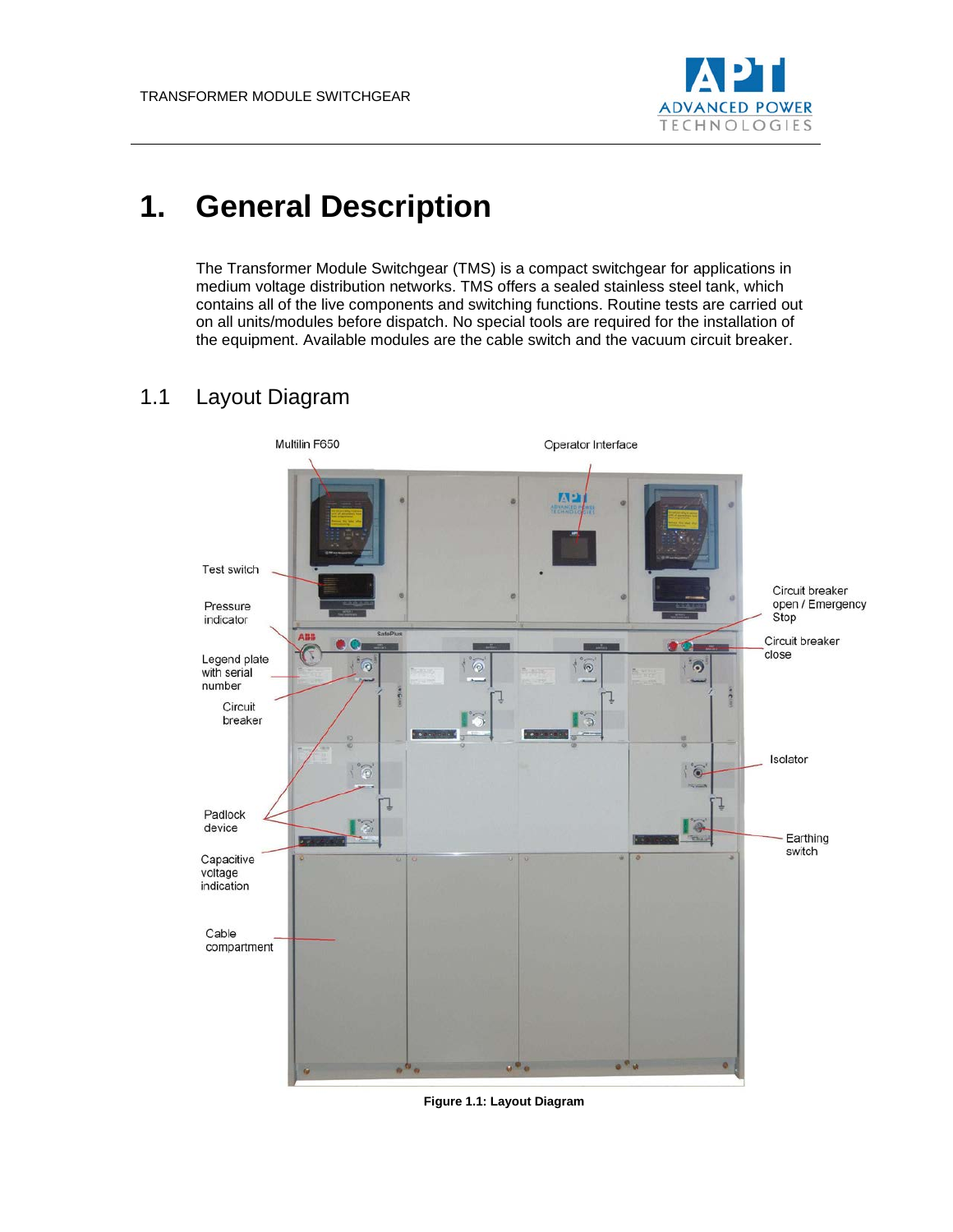# 1. General Description

The Transformer Module Switchgear (TMS) is a compact switchgear for applications in medium voltage distribution networks. TMS offers a sealed stainless steel tank, which contains all of the live components and switching functions. Routine tests are carried out on all units/modules before dispatch. No special tools are required for the installation of the equipment. Available modules are the cable switch and the vacuum circuit breaker.

## 1.1 Layout Diagram

Multilin F650

Operator Interface

Test switch

Pressure indicator

Legend plate with serial number

Circuit breaker

Padlock device

Capacitive voltage indication

Cable compartment

Circuit breaker open / Emergency Stop

Circuit breaker close

Isolator

Earthing switch

**Figure 1.1: Layout Diagram**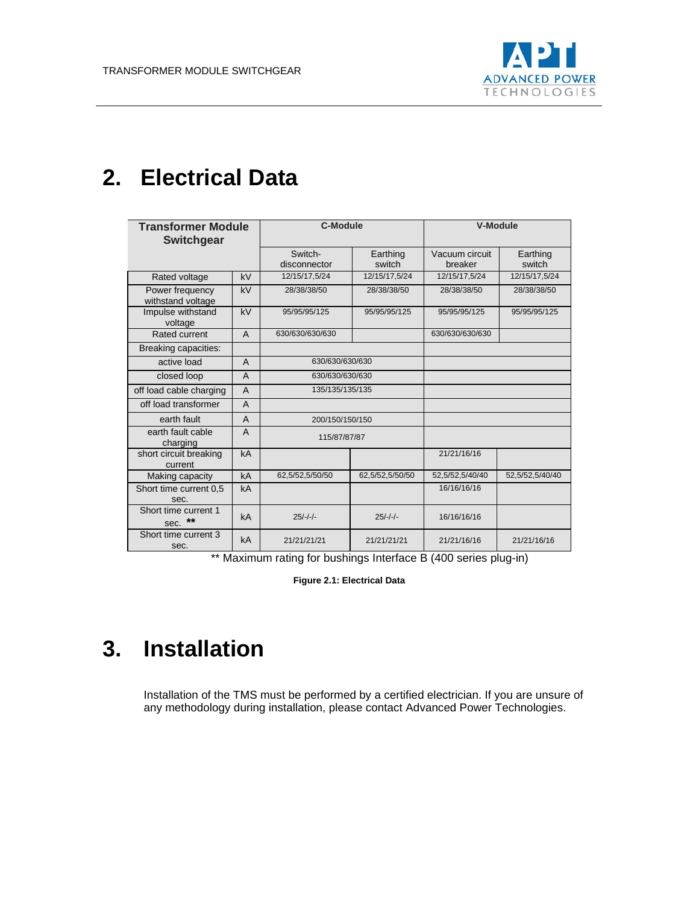# 2. Electrical Data

| Transformer Module Switchgear | | C-Module | | V-Module | |
|---|---|---|---|---|---|
| | | Switch-disconnector | Earthing switch | Vacuum circuit breaker | Earthing switch |
| Rated voltage | kV | 12/15/17,5/24 | 12/15/17,5/24 | 12/15/17,5/24 | 12/15/17,5/24 |
| Power frequency withstand voltage | kV | 28/38/38/50 | 28/38/38/50 | 28/38/38/50 | 28/38/38/50 |
| Impulse withstand voltage | kV | 95/95/95/125 | 95/95/95/125 | 95/95/95/125 | 95/95/95/125 |
| Rated current | A | 630/630/630/630 | | 630/630/630/630 | |
| Breaking capacities: | | | | | |
| active load | A | 630/630/630/630 | | | |
| closed loop | A | 630/630/630/630 | | | |
| off load cable charging | A | 135/135/135/135 | | | |
| off load transformer | A | | | | |
| earth fault | A | 200/150/150/150 | | | |
| earth fault cable charging | A | 115/87/87/87 | | | |
| short circuit breaking current | kA | | | 21/21/16/16 | |
| Making capacity | kA | 62,5/52,5/50/50 | 62,5/52,5/50/50 | 52,5/52,5/40/40 | 52,5/52,5/40/40 |
| Short time current 0,5 sec. | kA | | | 16/16/16/16 | |
| Short time current 1 sec. ** | kA | 25/-/-/- | 25/-/-/- | 16/16/16/16 | |
| Short time current 3 sec. | kA | 21/21/21/21 | 21/21/21/21 | 21/21/16/16 | 21/21/16/16 |

** Maximum rating for bushings Interface B (400 series plug-in)

**Figure 2.1: Electrical Data**

# 3. Installation

Installation of the TMS must be performed by a certified electrician. If you are unsure of any methodology during installation, please contact Advanced Power Technologies.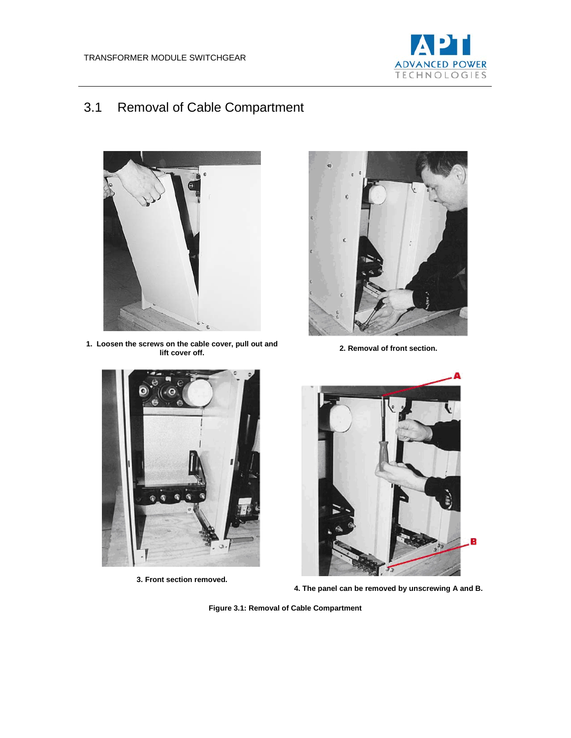## 3.1 Removal of Cable Compartment

**1. Loosen the screws on the cable cover, pull out and lift cover off.**

**2. Removal of front section.**

**3. Front section removed.**

**4. The panel can be removed by unscrewing A and B.**

**Figure 3.1: Removal of Cable Compartment**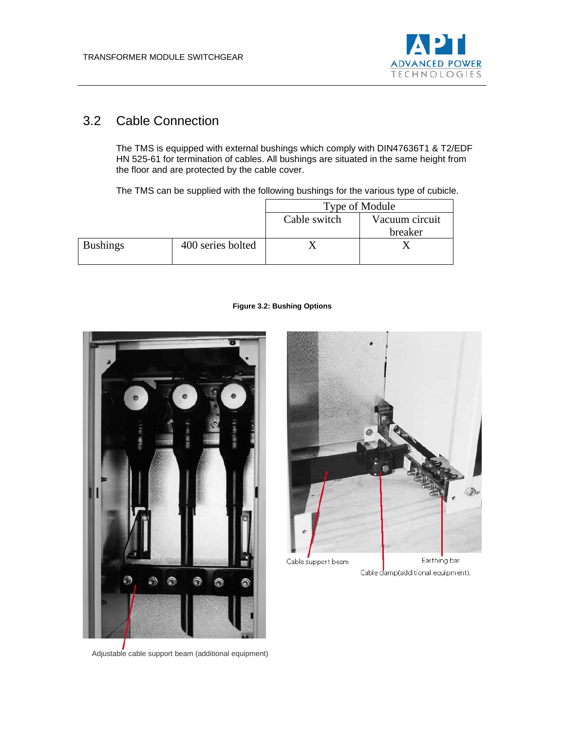## 3.2 Cable Connection

The TMS is equipped with external bushings which comply with DIN47636T1 & T2/EDF HN 525-61 for termination of cables. All bushings are situated in the same height from the floor and are protected by the cable cover.

The TMS can be supplied with the following bushings for the various type of cubicle.

| | | Type of Module | |
|---|---|---|---|
| | | Cable switch | Vacuum circuit breaker |
| Bushings | 400 series bolted | X | X |

**Figure 3.2: Bushing Options**

Cable support beam

Earthing bar

Cable clamp(additional equipment).

Adjustable cable support beam (additional equipment)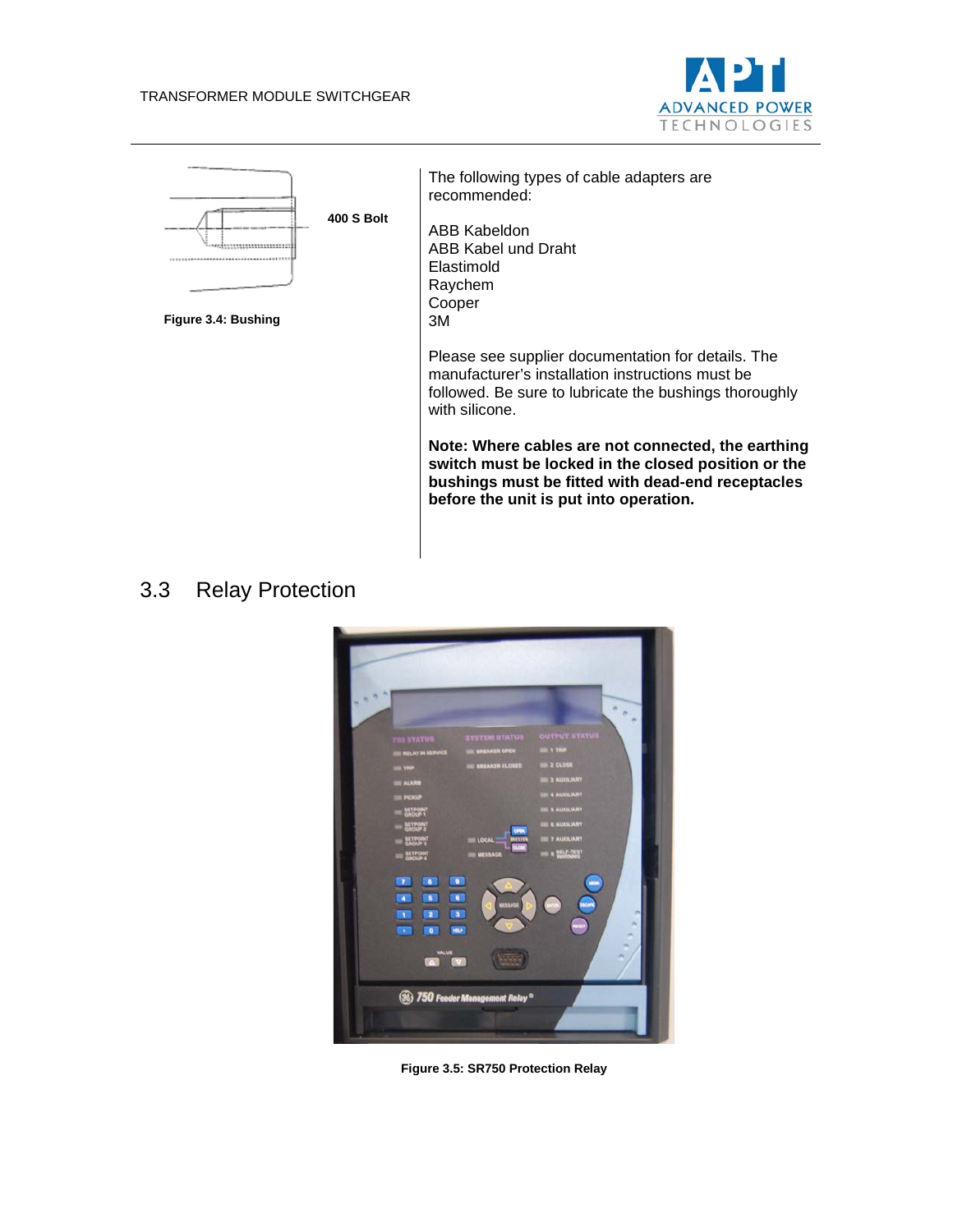400 S Bolt

**Figure 3.4: Bushing**

The following types of cable adapters are recommended:

ABB Kabeldon
ABB Kabel und Draht
Elastimold
Raychem
Cooper
3M

Please see supplier documentation for details. The manufacturer's installation instructions must be followed. Be sure to lubricate the bushings thoroughly with silicone.

**Note: Where cables are not connected, the earthing switch must be locked in the closed position or the bushings must be fitted with dead-end receptacles before the unit is put into operation.**

## 3.3 Relay Protection

**Figure 3.5: SR750 Protection Relay**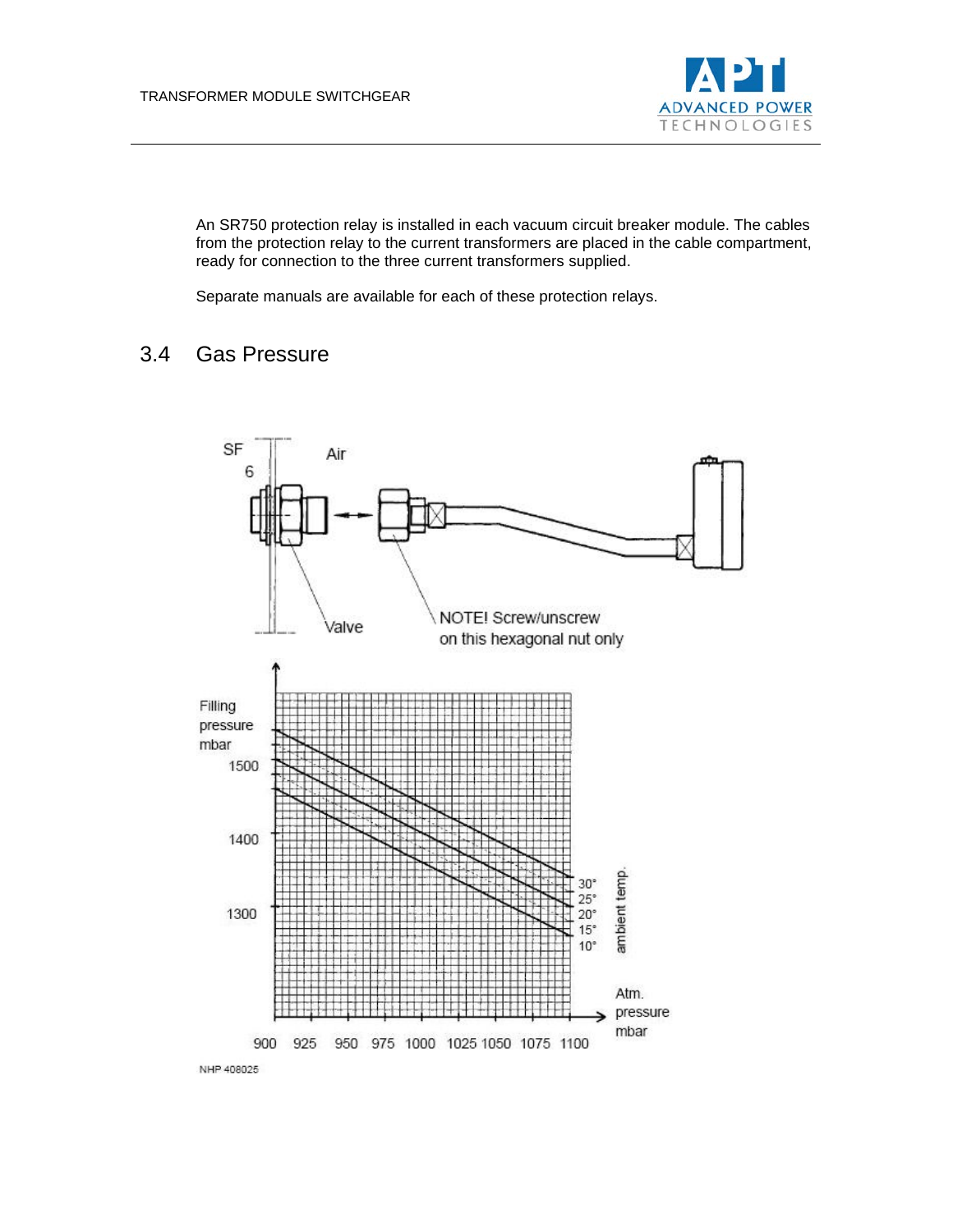An SR750 protection relay is installed in each vacuum circuit breaker module. The cables from the protection relay to the current transformers are placed in the cable compartment, ready for connection to the three current transformers supplied.

Separate manuals are available for each of these protection relays.

## 3.4 Gas Pressure

SF 6

Air

Valve

NOTE! Screw/unscrew on this hexagonal nut only

Filling pressure mbar

1500

1400

1300

30°
25°
20°
15°
10°

ambient temp.

Atm. pressure mbar

900 925 950 975 1000 1025 1050 1075 1100

NHP 408025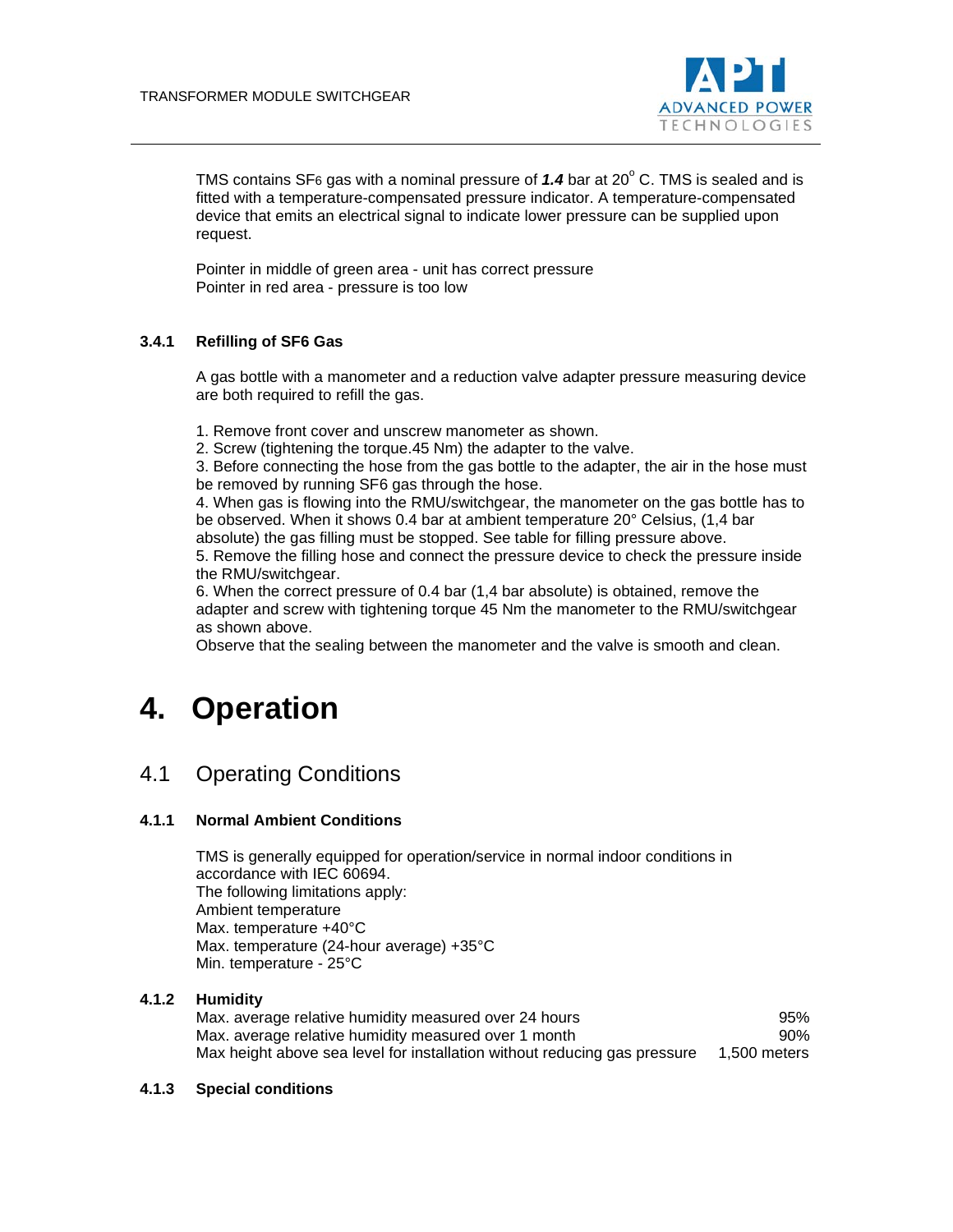TMS contains $SF_6$ gas with a nominal pressure of ***1.4*** bar at 20° C. TMS is sealed and is fitted with a temperature-compensated pressure indicator. A temperature-compensated device that emits an electrical signal to indicate lower pressure can be supplied upon request.

Pointer in middle of green area - unit has correct pressure
Pointer in red area - pressure is too low

### 3.4.1 Refilling of SF6 Gas

A gas bottle with a manometer and a reduction valve adapter pressure measuring device are both required to refill the gas.

1. Remove front cover and unscrew manometer as shown.
2. Screw (tightening the torque.45 Nm) the adapter to the valve.
3. Before connecting the hose from the gas bottle to the adapter, the air in the hose must be removed by running SF6 gas through the hose.
4. When gas is flowing into the RMU/switchgear, the manometer on the gas bottle has to be observed. When it shows 0.4 bar at ambient temperature 20° Celsius, (1,4 bar absolute) the gas filling must be stopped. See table for filling pressure above.
5. Remove the filling hose and connect the pressure device to check the pressure inside the RMU/switchgear.
6. When the correct pressure of 0.4 bar (1,4 bar absolute) is obtained, remove the adapter and screw with tightening torque 45 Nm the manometer to the RMU/switchgear as shown above.

Observe that the sealing between the manometer and the valve is smooth and clean.

# 4. Operation

## 4.1 Operating Conditions

### 4.1.1 Normal Ambient Conditions

TMS is generally equipped for operation/service in normal indoor conditions in accordance with IEC 60694.
The following limitations apply:
Ambient temperature
Max. temperature +40°C
Max. temperature (24-hour average) +35°C
Min. temperature - 25°C

### 4.1.2 Humidity

| | |
|---|---|
| Max. average relative humidity measured over 24 hours | 95% |
| Max. average relative humidity measured over 1 month | 90% |
| Max height above sea level for installation without reducing gas pressure | 1,500 meters |

### 4.1.3 Special conditions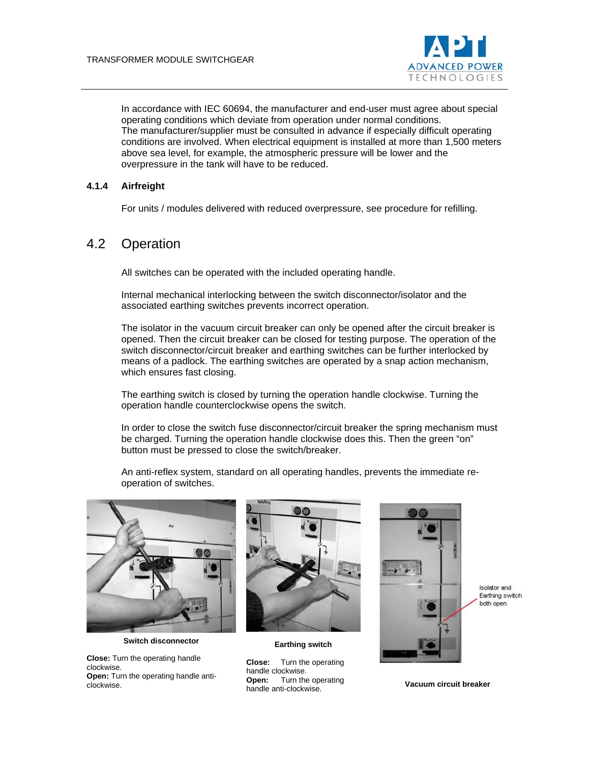In accordance with IEC 60694, the manufacturer and end-user must agree about special operating conditions which deviate from operation under normal conditions.
The manufacturer/supplier must be consulted in advance if especially difficult operating conditions are involved. When electrical equipment is installed at more than 1,500 meters above sea level, for example, the atmospheric pressure will be lower and the overpressure in the tank will have to be reduced.

### 4.1.4 Airfreight

For units / modules delivered with reduced overpressure, see procedure for refilling.

## 4.2 Operation

All switches can be operated with the included operating handle.

Internal mechanical interlocking between the switch disconnector/isolator and the associated earthing switches prevents incorrect operation.

The isolator in the vacuum circuit breaker can only be opened after the circuit breaker is opened. Then the circuit breaker can be closed for testing purpose. The operation of the switch disconnector/circuit breaker and earthing switches can be further interlocked by means of a padlock. The earthing switches are operated by a snap action mechanism, which ensures fast closing.

The earthing switch is closed by turning the operation handle clockwise. Turning the operation handle counterclockwise opens the switch.

In order to close the switch fuse disconnector/circuit breaker the spring mechanism must be charged. Turning the operation handle clockwise does this. Then the green “on” button must be pressed to close the switch/breaker.

An anti-reflex system, standard on all operating handles, prevents the immediate re-operation of switches.

**Switch disconnector**

**Close:** Turn the operating handle clockwise.
**Open:** Turn the operating handle anti-clockwise.

**Earthing switch**

**Close:** Turn the operating handle clockwise.
**Open:** Turn the operating handle anti-clockwise.

Isolator and Earthing switch both open

**Vacuum circuit breaker**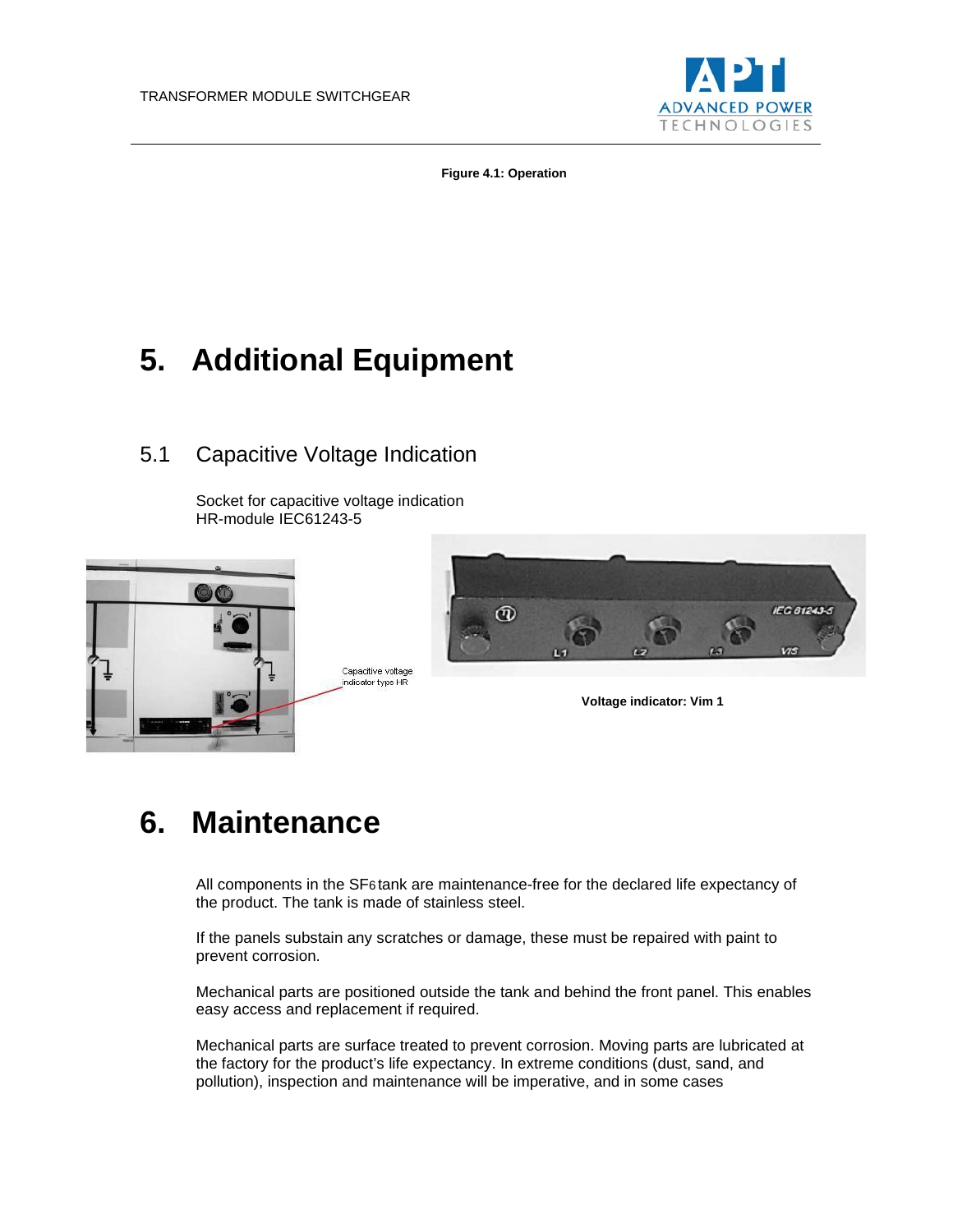**Figure 4.1: Operation**

# 5. Additional Equipment

## 5.1 Capacitive Voltage Indication

Socket for capacitive voltage indication
HR-module IEC61243-5

Capacitive voltage indicator type HR

**Voltage indicator: Vim 1**

# 6. Maintenance

All components in the $SF_6$ tank are maintenance-free for the declared life expectancy of the product. The tank is made of stainless steel.

If the panels substain any scratches or damage, these must be repaired with paint to prevent corrosion.

Mechanical parts are positioned outside the tank and behind the front panel. This enables easy access and replacement if required.

Mechanical parts are surface treated to prevent corrosion. Moving parts are lubricated at the factory for the product's life expectancy. In extreme conditions (dust, sand, and pollution), inspection and maintenance will be imperative, and in some cases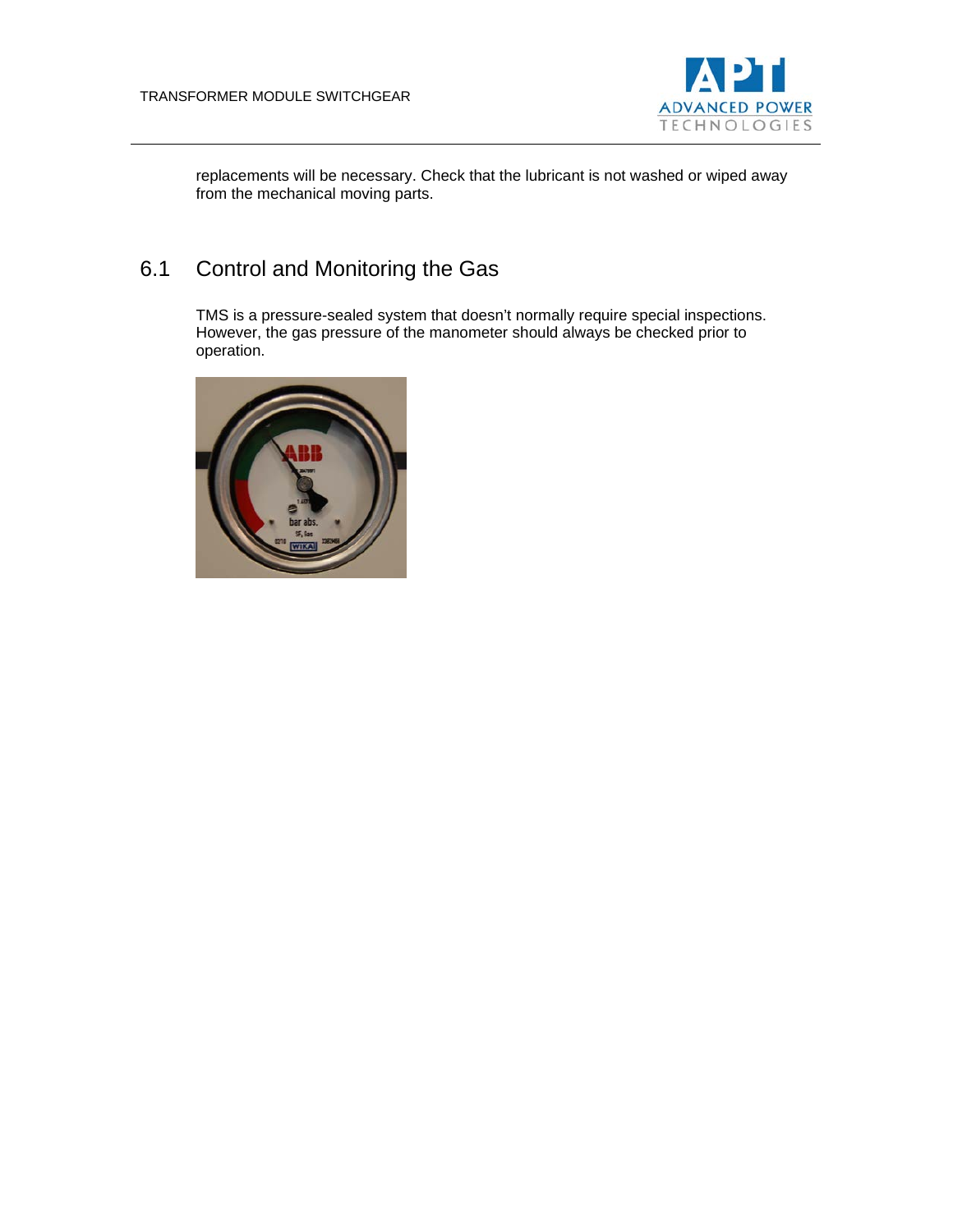replacements will be necessary. Check that the lubricant is not washed or wiped away from the mechanical moving parts.

## 6.1 Control and Monitoring the Gas

TMS is a pressure-sealed system that doesn't normally require special inspections. However, the gas pressure of the manometer should always be checked prior to operation.